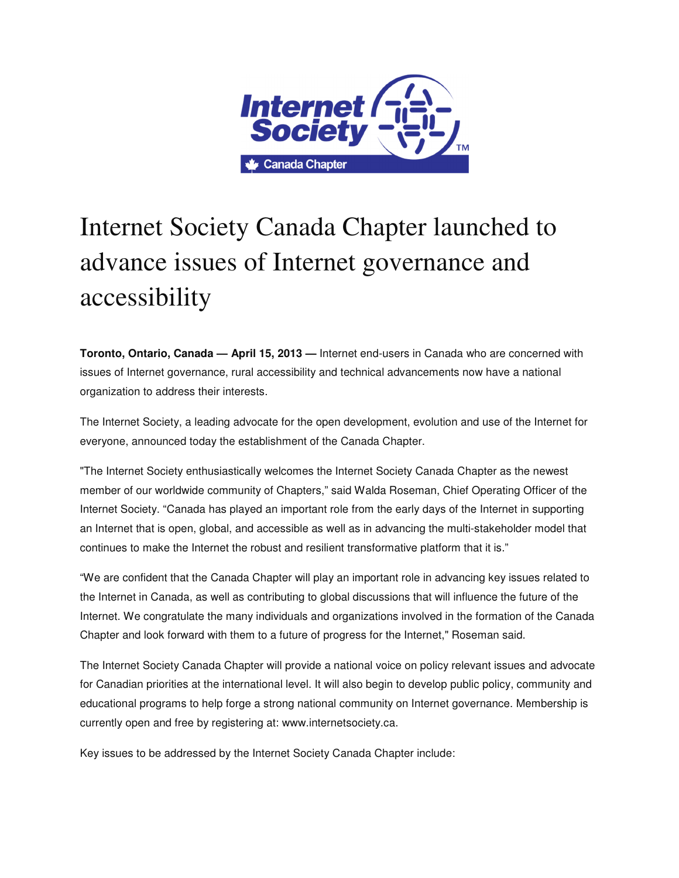# Internet Society Canada Chapter launched to advance issues of Internet governance and accessibility

**Toronto, Ontario, Canada — April 15, 2013 —** Internet end-users in Canada who are concerned with issues of Internet governance, rural accessibility and technical advancements now have a national organization to address their interests.

The Internet Society, a leading advocate for the open development, evolution and use of the Internet for everyone, announced today the establishment of the Canada Chapter.

"The Internet Society enthusiastically welcomes the Internet Society Canada Chapter as the newest member of our worldwide community of Chapters," said Walda Roseman, Chief Operating Officer of the Internet Society. "Canada has played an important role from the early days of the Internet in supporting an Internet that is open, global, and accessible as well as in advancing the multi-stakeholder model that continues to make the Internet the robust and resilient transformative platform that it is."

"We are confident that the Canada Chapter will play an important role in advancing key issues related to the Internet in Canada, as well as contributing to global discussions that will influence the future of the Internet. We congratulate the many individuals and organizations involved in the formation of the Canada Chapter and look forward with them to a future of progress for the Internet," Roseman said.

The Internet Society Canada Chapter will provide a national voice on policy relevant issues and advocate for Canadian priorities at the international level. It will also begin to develop public policy, community and educational programs to help forge a strong national community on Internet governance. Membership is currently open and free by registering at: www.internetsociety.ca.

Key issues to be addressed by the Internet Society Canada Chapter include: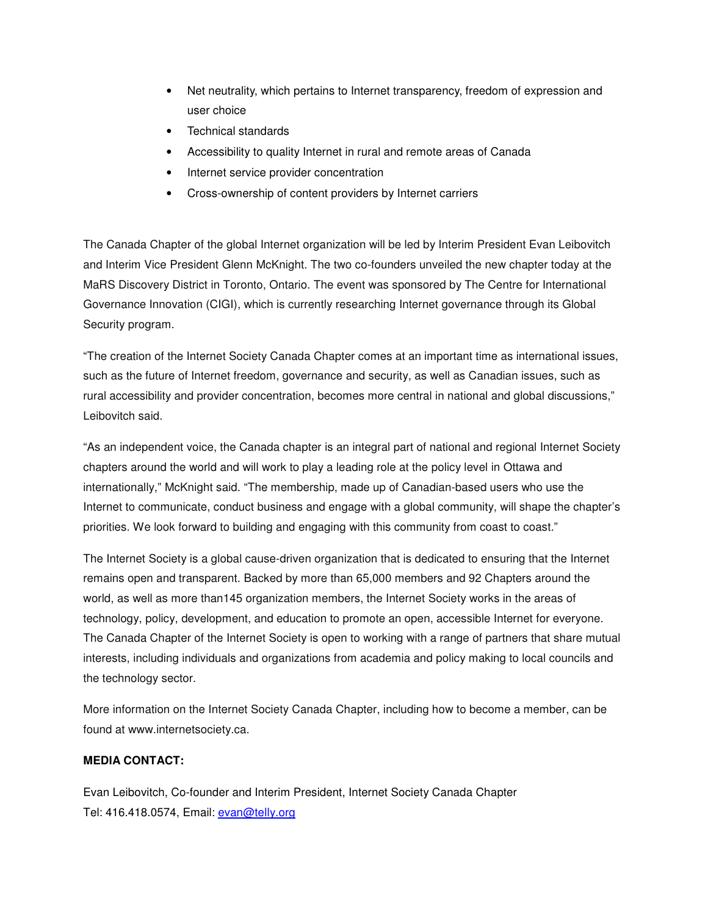- Net neutrality, which pertains to Internet transparency, freedom of expression and user choice
- Technical standards
- Accessibility to quality Internet in rural and remote areas of Canada
- Internet service provider concentration
- Cross-ownership of content providers by Internet carriers

The Canada Chapter of the global Internet organization will be led by Interim President Evan Leibovitch and Interim Vice President Glenn McKnight. The two co-founders unveiled the new chapter today at the MaRS Discovery District in Toronto, Ontario. The event was sponsored by The Centre for International Governance Innovation (CIGI), which is currently researching Internet governance through its Global Security program.

"The creation of the Internet Society Canada Chapter comes at an important time as international issues, such as the future of Internet freedom, governance and security, as well as Canadian issues, such as rural accessibility and provider concentration, becomes more central in national and global discussions," Leibovitch said.

"As an independent voice, the Canada chapter is an integral part of national and regional Internet Society chapters around the world and will work to play a leading role at the policy level in Ottawa and internationally," McKnight said. "The membership, made up of Canadian-based users who use the Internet to communicate, conduct business and engage with a global community, will shape the chapter's priorities. We look forward to building and engaging with this community from coast to coast."

The Internet Society is a global cause-driven organization that is dedicated to ensuring that the Internet remains open and transparent. Backed by more than 65,000 members and 92 Chapters around the world, as well as more than145 organization members, the Internet Society works in the areas of technology, policy, development, and education to promote an open, accessible Internet for everyone. The Canada Chapter of the Internet Society is open to working with a range of partners that share mutual interests, including individuals and organizations from academia and policy making to local councils and the technology sector.

More information on the Internet Society Canada Chapter, including how to become a member, can be found at www.internetsociety.ca.

**MEDIA CONTACT:**

Evan Leibovitch, Co-founder and Interim President, Internet Society Canada Chapter
Tel: 416.418.0574, Email: evan@telly.org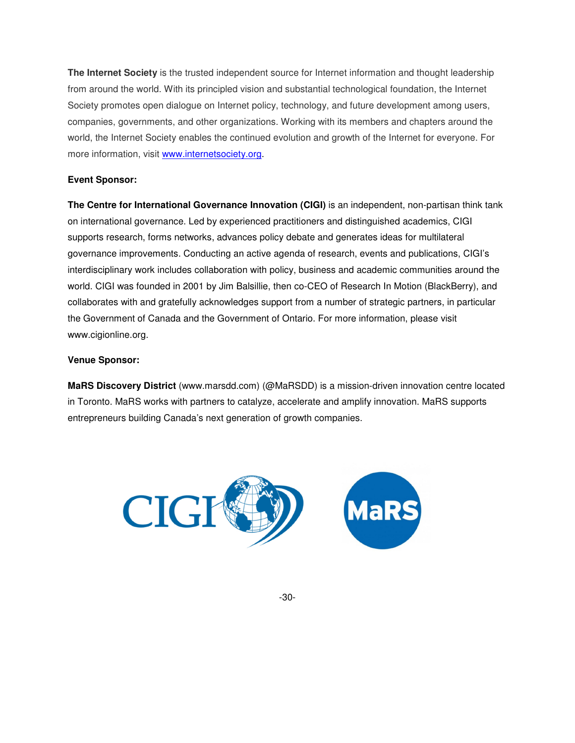**The Internet Society** is the trusted independent source for Internet information and thought leadership from around the world. With its principled vision and substantial technological foundation, the Internet Society promotes open dialogue on Internet policy, technology, and future development among users, companies, governments, and other organizations. Working with its members and chapters around the world, the Internet Society enables the continued evolution and growth of the Internet for everyone. For more information, visit www.internetsociety.org.

**Event Sponsor:**

**The Centre for International Governance Innovation (CIGI)** is an independent, non-partisan think tank on international governance. Led by experienced practitioners and distinguished academics, CIGI supports research, forms networks, advances policy debate and generates ideas for multilateral governance improvements. Conducting an active agenda of research, events and publications, CIGI's interdisciplinary work includes collaboration with policy, business and academic communities around the world. CIGI was founded in 2001 by Jim Balsillie, then co-CEO of Research In Motion (BlackBerry), and collaborates with and gratefully acknowledges support from a number of strategic partners, in particular the Government of Canada and the Government of Ontario. For more information, please visit www.cigionline.org.

**Venue Sponsor:**

**MaRS Discovery District** (www.marsdd.com) (@MaRSDD) is a mission-driven innovation centre located in Toronto. MaRS works with partners to catalyze, accelerate and amplify innovation. MaRS supports entrepreneurs building Canada's next generation of growth companies.